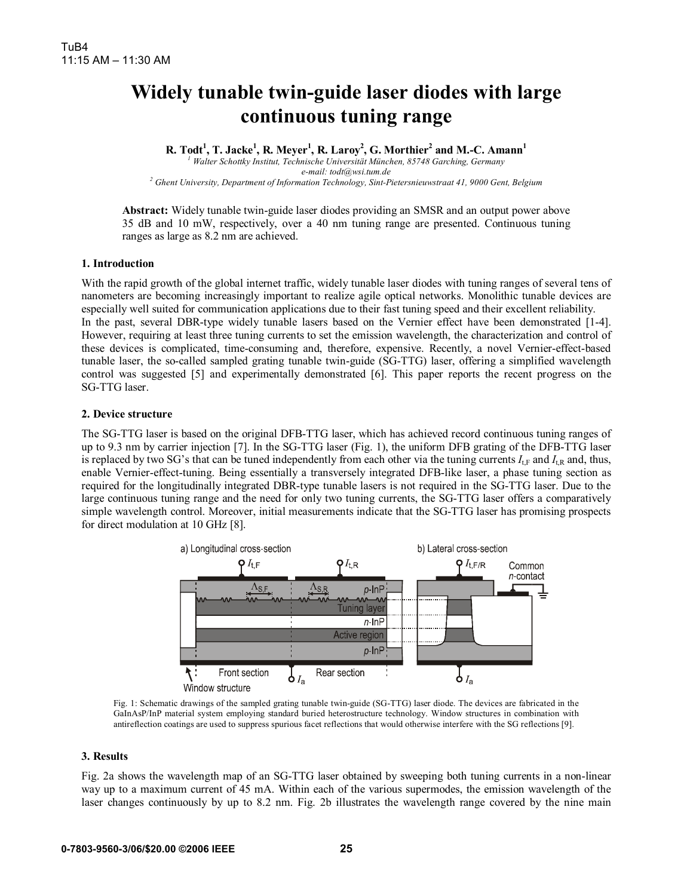# Widely tunable twin-guide laser diodes with large continuous tuning range

**R. Todt[1], T. Jacke[1], R. Meyer[1], R. Laroy[2], G. Morthier[2] and M.-C. Amann[1]**

[1] *Walter Schottky Institut, Technische Universität München, 85748 Garching, Germany*
*e-mail: todt@wsi.tum.de*
[2] *Ghent University, Department of Information Technology, Sint-Pietersnieuwstraat 41, 9000 Gent, Belgium*

**Abstract:** Widely tunable twin-guide laser diodes providing an SMSR and an output power above 35 dB and 10 mW, respectively, over a 40 nm tuning range are presented. Continuous tuning ranges as large as 8.2 nm are achieved.

### 1. Introduction

With the rapid growth of the global internet traffic, widely tunable laser diodes with tuning ranges of several tens of nanometers are becoming increasingly important to realize agile optical networks. Monolithic tunable devices are especially well suited for communication applications due to their fast tuning speed and their excellent reliability.
In the past, several DBR-type widely tunable lasers based on the Vernier effect have been demonstrated [1-4]. However, requiring at least three tuning currents to set the emission wavelength, the characterization and control of these devices is complicated, time-consuming and, therefore, expensive. Recently, a novel Vernier-effect-based tunable laser, the so-called sampled grating tunable twin-guide (SG-TTG) laser, offering a simplified wavelength control was suggested [5] and experimentally demonstrated [6]. This paper reports the recent progress on the SG-TTG laser.

### 2. Device structure

The SG-TTG laser is based on the original DFB-TTG laser, which has achieved record continuous tuning ranges of up to 9.3 nm by carrier injection [7]. In the SG-TTG laser (Fig. 1), the uniform DFB grating of the DFB-TTG laser is replaced by two SG's that can be tuned independently from each other via the tuning currents $I_{t,F}$ and $I_{t,R}$ and, thus, enable Vernier-effect-tuning. Being essentially a transversely integrated DFB-like laser, a phase tuning section as required for the longitudinally integrated DBR-type tunable lasers is not required in the SG-TTG laser. Due to the large continuous tuning range and the need for only two tuning currents, the SG-TTG laser offers a comparatively simple wavelength control. Moreover, initial measurements indicate that the SG-TTG laser has promising prospects for direct modulation at 10 GHz [8].

Fig. 1: Schematic drawings of the sampled grating tunable twin-guide (SG-TTG) laser diode. The devices are fabricated in the GaInAsP/InP material system employing standard buried heterostructure technology. Window structures in combination with antireflection coatings are used to suppress spurious facet reflections that would otherwise interfere with the SG reflections [9].

### 3. Results

Fig. 2a shows the wavelength map of an SG-TTG laser obtained by sweeping both tuning currents in a non-linear way up to a maximum current of 45 mA. Within each of the various supermodes, the emission wavelength of the laser changes continuously by up to 8.2 nm. Fig. 2b illustrates the wavelength range covered by the nine main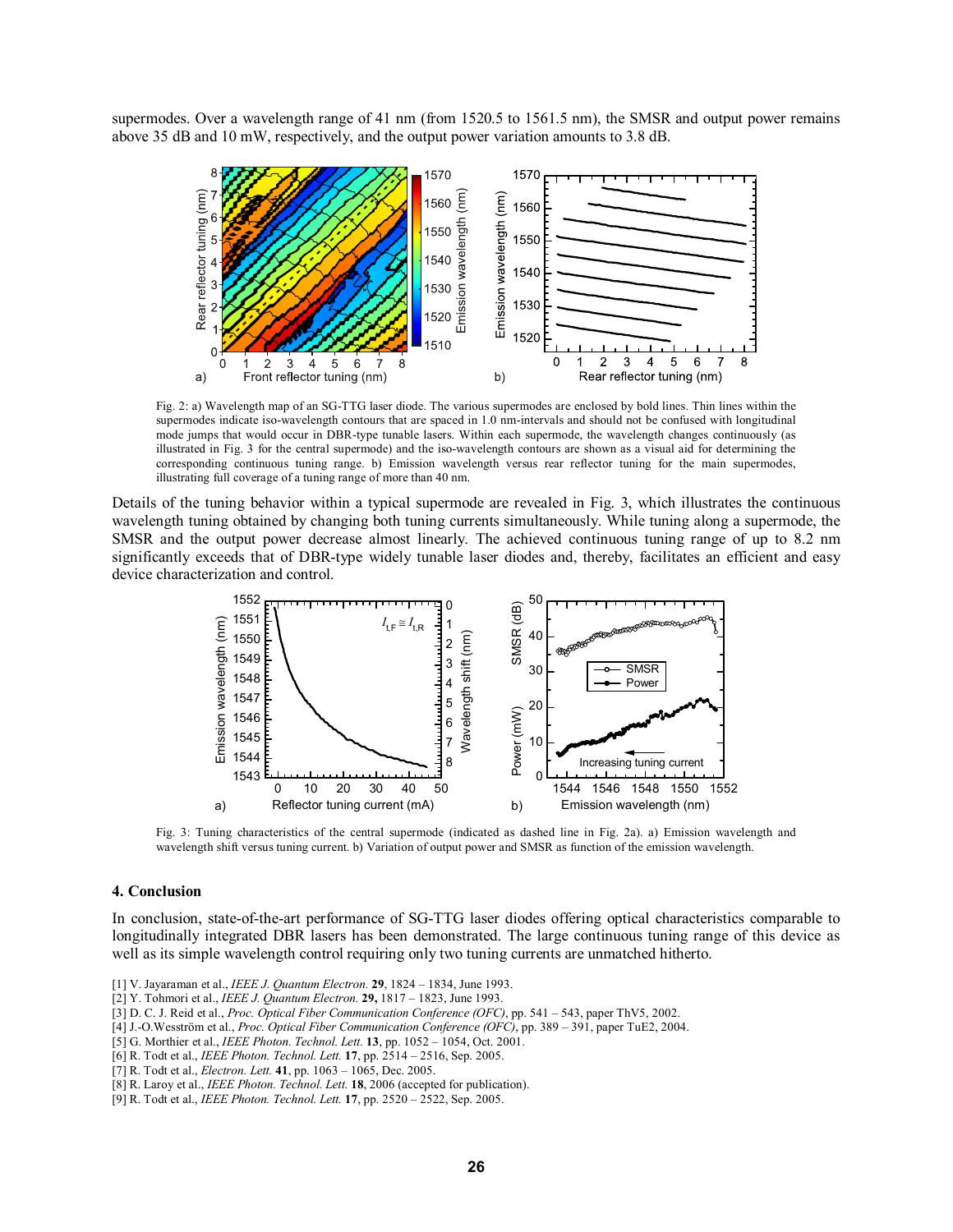supermodes. Over a wavelength range of 41 nm (from 1520.5 to 1561.5 nm), the SMSR and output power remains above 35 dB and 10 mW, respectively, and the output power variation amounts to 3.8 dB.

a)
Rear reflector tuning (nm)
Front reflector tuning (nm)
Emission wavelength (nm)
1570
1560
1550
1540
1530
1520
1510

b)
Emission wavelength (nm)
Rear reflector tuning (nm)

Fig. 2: a) Wavelength map of an SG-TTG laser diode. The various supermodes are enclosed by bold lines. Thin lines within the supermodes indicate iso-wavelength contours that are spaced in 1.0 nm-intervals and should not be confused with longitudinal mode jumps that would occur in DBR-type tunable lasers. Within each supermode, the wavelength changes continuously (as illustrated in Fig. 3 for the central supermode) and the iso-wavelength contours are shown as a visual aid for determining the corresponding continuous tuning range. b) Emission wavelength versus rear reflector tuning for the main supermodes, illustrating full coverage of a tuning range of more than 40 nm.

Details of the tuning behavior within a typical supermode are revealed in Fig. 3, which illustrates the continuous wavelength tuning obtained by changing both tuning currents simultaneously. While tuning along a supermode, the SMSR and the output power decrease almost linearly. The achieved continuous tuning range of up to 8.2 nm significantly exceeds that of DBR-type widely tunable laser diodes and, thereby, facilitates an efficient and easy device characterization and control.

a)
Emission wavelength (nm)
Wavelength shift (nm)
Reflector tuning current (mA)
$I_{t,F} \cong I_{t,R}$

b)
SMSR (dB)
Power (mW)
SMSR
Power
Increasing tuning current
Emission wavelength (nm)

Fig. 3: Tuning characteristics of the central supermode (indicated as dashed line in Fig. 2a). a) Emission wavelength and wavelength shift versus tuning current. b) Variation of output power and SMSR as function of the emission wavelength.

### 4. Conclusion

In conclusion, state-of-the-art performance of SG-TTG laser diodes offering optical characteristics comparable to longitudinally integrated DBR lasers has been demonstrated. The large continuous tuning range of this device as well as its simple wavelength control requiring only two tuning currents are unmatched hitherto.

[1] V. Jayaraman et al., *IEEE J. Quantum Electron.* **29**, 1824 – 1834, June 1993.
[2] Y. Tohmori et al., *IEEE J. Quantum Electron.* **29**, 1817 – 1823, June 1993.
[3] D. C. J. Reid et al., *Proc. Optical Fiber Communication Conference (OFC)*, pp. 541 – 543, paper ThV5, 2002.
[4] J.-O.Wesström et al., *Proc. Optical Fiber Communication Conference (OFC)*, pp. 389 – 391, paper TuE2, 2004.
[5] G. Morthier et al., *IEEE Photon. Technol. Lett.* **13**, pp. 1052 – 1054, Oct. 2001.
[6] R. Todt et al., *IEEE Photon. Technol. Lett.* **17**, pp. 2514 – 2516, Sep. 2005.
[7] R. Todt et al., *Electron. Lett.* **41**, pp. 1063 – 1065, Dec. 2005.
[8] R. Laroy et al., *IEEE Photon. Technol. Lett.* **18**, 2006 (accepted for publication).
[9] R. Todt et al., *IEEE Photon. Technol. Lett.* **17**, pp. 2520 – 2522, Sep. 2005.